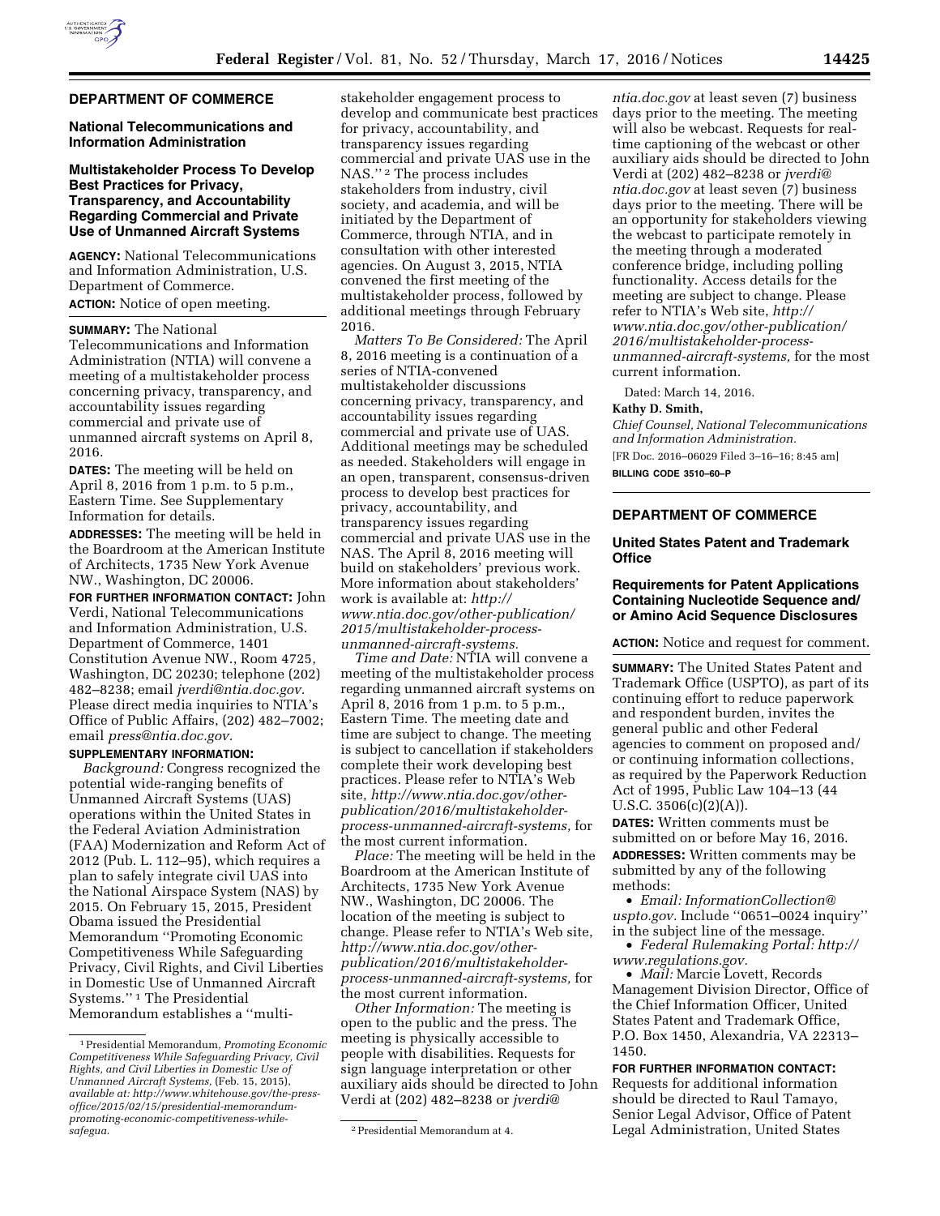## DEPARTMENT OF COMMERCE

### National Telecommunications and Information Administration

### Multistakeholder Process To Develop Best Practices for Privacy, Transparency, and Accountability Regarding Commercial and Private Use of Unmanned Aircraft Systems

**AGENCY:** National Telecommunications and Information Administration, U.S. Department of Commerce.

**ACTION:** Notice of open meeting.

**SUMMARY:** The National Telecommunications and Information Administration (NTIA) will convene a meeting of a multistakeholder process concerning privacy, transparency, and accountability issues regarding commercial and private use of unmanned aircraft systems on April 8, 2016.

**DATES:** The meeting will be held on April 8, 2016 from 1 p.m. to 5 p.m., Eastern Time. See Supplementary Information for details.

**ADDRESSES:** The meeting will be held in the Boardroom at the American Institute of Architects, 1735 New York Avenue NW., Washington, DC 20006.

**FOR FURTHER INFORMATION CONTACT:** John Verdi, National Telecommunications and Information Administration, U.S. Department of Commerce, 1401 Constitution Avenue NW., Room 4725, Washington, DC 20230; telephone (202) 482–8238; email *jverdi@ntia.doc.gov.* Please direct media inquiries to NTIA's Office of Public Affairs, (202) 482–7002; email *press@ntia.doc.gov.*

**SUPPLEMENTARY INFORMATION:**

*Background:* Congress recognized the potential wide-ranging benefits of Unmanned Aircraft Systems (UAS) operations within the United States in the Federal Aviation Administration (FAA) Modernization and Reform Act of 2012 (Pub. L. 112–95), which requires a plan to safely integrate civil UAS into the National Airspace System (NAS) by 2015. On February 15, 2015, President Obama issued the Presidential Memorandum ''Promoting Economic Competitiveness While Safeguarding Privacy, Civil Rights, and Civil Liberties in Domestic Use of Unmanned Aircraft Systems.''[1] The Presidential Memorandum establishes a ''multi-stakeholder engagement process to develop and communicate best practices for privacy, accountability, and transparency issues regarding commercial and private UAS use in the NAS.''[2] The process includes stakeholders from industry, civil society, and academia, and will be initiated by the Department of Commerce, through NTIA, and in consultation with other interested agencies. On August 3, 2015, NTIA convened the first meeting of the multistakeholder process, followed by additional meetings through February 2016.

*Matters To Be Considered:* The April 8, 2016 meeting is a continuation of a series of NTIA-convened multistakeholder discussions concerning privacy, transparency, and accountability issues regarding commercial and private use of UAS. Additional meetings may be scheduled as needed. Stakeholders will engage in an open, transparent, consensus-driven process to develop best practices for privacy, accountability, and transparency issues regarding commercial and private UAS use in the NAS. The April 8, 2016 meeting will build on stakeholders' previous work. More information about stakeholders' work is available at: *http://www.ntia.doc.gov/other-publication/2015/multistakeholder-process-unmanned-aircraft-systems.*

*Time and Date:* NTIA will convene a meeting of the multistakeholder process regarding unmanned aircraft systems on April 8, 2016 from 1 p.m. to 5 p.m., Eastern Time. The meeting date and time are subject to change. The meeting is subject to cancellation if stakeholders complete their work developing best practices. Please refer to NTIA's Web site, *http://www.ntia.doc.gov/other-publication/2016/multistakeholder-process-unmanned-aircraft-systems,* for the most current information.

*Place:* The meeting will be held in the Boardroom at the American Institute of Architects, 1735 New York Avenue NW., Washington, DC 20006. The location of the meeting is subject to change. Please refer to NTIA's Web site, *http://www.ntia.doc.gov/other-publication/2016/multistakeholder-process-unmanned-aircraft-systems,* for the most current information.

*Other Information:* The meeting is open to the public and the press. The meeting is physically accessible to people with disabilities. Requests for sign language interpretation or other auxiliary aids should be directed to John Verdi at (202) 482–8238 or *jverdi@ntia.doc.gov* at least seven (7) business days prior to the meeting. The meeting will also be webcast. Requests for real-time captioning of the webcast or other auxiliary aids should be directed to John Verdi at (202) 482–8238 or *jverdi@ntia.doc.gov* at least seven (7) business days prior to the meeting. There will be an opportunity for stakeholders viewing the webcast to participate remotely in the meeting through a moderated conference bridge, including polling functionality. Access details for the meeting are subject to change. Please refer to NTIA's Web site, *http://www.ntia.doc.gov/other-publication/2016/multistakeholder-process-unmanned-aircraft-systems,* for the most current information.

Dated: March 14, 2016.

**Kathy D. Smith,**

*Chief Counsel, National Telecommunications and Information Administration.*

[FR Doc. 2016–06029 Filed 3–16–16; 8:45 am]

**BILLING CODE 3510–60–P**

[1] Presidential Memorandum, *Promoting Economic Competitiveness While Safeguarding Privacy, Civil Rights, and Civil Liberties in Domestic Use of Unmanned Aircraft Systems,* (Feb. 15, 2015), *available at: http://www.whitehouse.gov/the-press-office/2015/02/15/presidential-memorandum-promoting-economic-competitiveness-while-safegua.*

[2] Presidential Memorandum at 4.

## DEPARTMENT OF COMMERCE

### United States Patent and Trademark Office

### Requirements for Patent Applications Containing Nucleotide Sequence and/or Amino Acid Sequence Disclosures

**ACTION:** Notice and request for comment.

**SUMMARY:** The United States Patent and Trademark Office (USPTO), as part of its continuing effort to reduce paperwork and respondent burden, invites the general public and other Federal agencies to comment on proposed and/or continuing information collections, as required by the Paperwork Reduction Act of 1995, Public Law 104–13 (44 U.S.C. 3506(c)(2)(A)).

**DATES:** Written comments must be submitted on or before May 16, 2016.

**ADDRESSES:** Written comments may be submitted by any of the following methods:

- *Email: InformationCollection@uspto.gov.* Include ''0651–0024 inquiry'' in the subject line of the message.
- *Federal Rulemaking Portal: http://www.regulations.gov.*
- *Mail:* Marcie Lovett, Records Management Division Director, Office of the Chief Information Officer, United States Patent and Trademark Office, P.O. Box 1450, Alexandria, VA 22313–1450.

**FOR FURTHER INFORMATION CONTACT:** Requests for additional information should be directed to Raul Tamayo, Senior Legal Advisor, Office of Patent Legal Administration, United States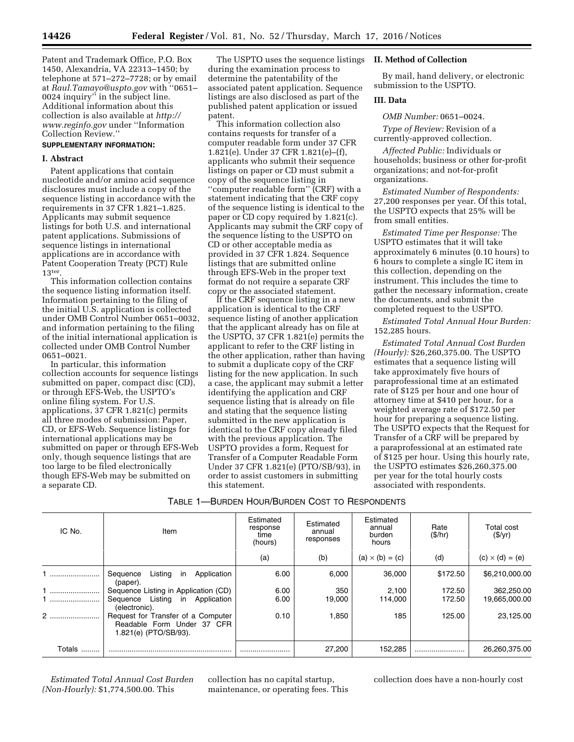Patent and Trademark Office, P.O. Box 1450, Alexandria, VA 22313–1450; by telephone at 571–272–7728; or by email at *Raul.Tamayo@uspto.gov* with ''0651–0024 inquiry'' in the subject line. Additional information about this collection is also available at *http://www.reginfo.gov* under ''Information Collection Review.''

**SUPPLEMENTARY INFORMATION:**

## I. Abstract

Patent applications that contain nucleotide and/or amino acid sequence disclosures must include a copy of the sequence listing in accordance with the requirements in 37 CFR 1.821–1.825. Applicants may submit sequence listings for both U.S. and international patent applications. Submissions of sequence listings in international applications are in accordance with Patent Cooperation Treaty (PCT) Rule 13[ter].

This information collection contains the sequence listing information itself. Information pertaining to the filing of the initial U.S. application is collected under OMB Control Number 0651–0032, and information pertaining to the filing of the initial international application is collected under OMB Control Number 0651–0021.

In particular, this information collection accounts for sequence listings submitted on paper, compact disc (CD), or through EFS-Web, the USPTO's online filing system. For U.S. applications, 37 CFR 1.821(c) permits all three modes of submission: Paper, CD, or EFS-Web. Sequence listings for international applications may be submitted on paper or through EFS-Web only, though sequence listings that are too large to be filed electronically though EFS-Web may be submitted on a separate CD.

The USPTO uses the sequence listings during the examination process to determine the patentability of the associated patent application. Sequence listings are also disclosed as part of the published patent application or issued patent.

This information collection also contains requests for transfer of a computer readable form under 37 CFR 1.821(e). Under 37 CFR 1.821(e)–(f), applicants who submit their sequence listings on paper or CD must submit a copy of the sequence listing in ''computer readable form'' (CRF) with a statement indicating that the CRF copy of the sequence listing is identical to the paper or CD copy required by 1.821(c). Applicants may submit the CRF copy of the sequence listing to the USPTO on CD or other acceptable media as provided in 37 CFR 1.824. Sequence listings that are submitted online through EFS-Web in the proper text format do not require a separate CRF copy or the associated statement.

If the CRF sequence listing in a new application is identical to the CRF sequence listing of another application that the applicant already has on file at the USPTO, 37 CFR 1.821(e) permits the applicant to refer to the CRF listing in the other application, rather than having to submit a duplicate copy of the CRF listing for the new application. In such a case, the applicant may submit a letter identifying the application and CRF sequence listing that is already on file and stating that the sequence listing submitted in the new application is identical to the CRF copy already filed with the previous application. The USPTO provides a form, Request for Transfer of a Computer Readable Form Under 37 CFR 1.821(e) (PTO/SB/93), in order to assist customers in submitting this statement.

## II. Method of Collection

By mail, hand delivery, or electronic submission to the USPTO.

## III. Data

*OMB Number:* 0651–0024.

*Type of Review:* Revision of a currently-approved collection.

*Affected Public:* Individuals or households; business or other for-profit organizations; and not-for-profit organizations.

*Estimated Number of Respondents:* 27,200 responses per year. Of this total, the USPTO expects that 25% will be from small entities.

*Estimated Time per Response:* The USPTO estimates that it will take approximately 6 minutes (0.10 hours) to 6 hours to complete a single IC item in this collection, depending on the instrument. This includes the time to gather the necessary information, create the documents, and submit the completed request to the USPTO.

*Estimated Total Annual Hour Burden:* 152,285 hours.

*Estimated Total Annual Cost Burden (Hourly):* $26,260,375.00. The USPTO estimates that a sequence listing will take approximately five hours of paraprofessional time at an estimated rate of $125 per hour and one hour of attorney time at $410 per hour, for a weighted average rate of $172.50 per hour for preparing a sequence listing. The USPTO expects that the Request for Transfer of a CRF will be prepared by a paraprofessional at an estimated rate of $125 per hour. Using this hourly rate, the USPTO estimates $26,260,375.00 per year for the total hourly costs associated with respondents.

TABLE 1—BURDEN HOUR/BURDEN COST TO RESPONDENTS

| IC No. | Item | Estimated response time (hours) | Estimated annual responses | Estimated annual burden hours | Rate ($/hr) | Total cost ($/yr) |
|---|---|---|---|---|---|---|
| | | (a) | (b) | (a) × (b) = (c) | (d) | (c) × (d) = (e) |
| 1 | Sequence Listing in Application (paper). | 6.00 | 6,000 | 36,000 | $172.50 | $6,210,000.00 |
| 1 | Sequence Listing in Application (CD) | 6.00 | 350 | 2,100 | 172.50 | 362,250.00 |
| 1 | Sequence Listing in Application (electronic). | 6.00 | 19,000 | 114,000 | 172.50 | 19,665,000.00 |
| 2 | Request for Transfer of a Computer Readable Form Under 37 CFR 1.821(e) (PTO/SB/93). | 0.10 | 1,850 | 185 | 125.00 | 23,125.00 |
| Totals | | | 27,200 | 152,285 | | 26,260,375.00 |

*Estimated Total Annual Cost Burden (Non-Hourly):* $1,774,500.00. This collection has no capital startup, maintenance, or operating fees. This collection does have a non-hourly cost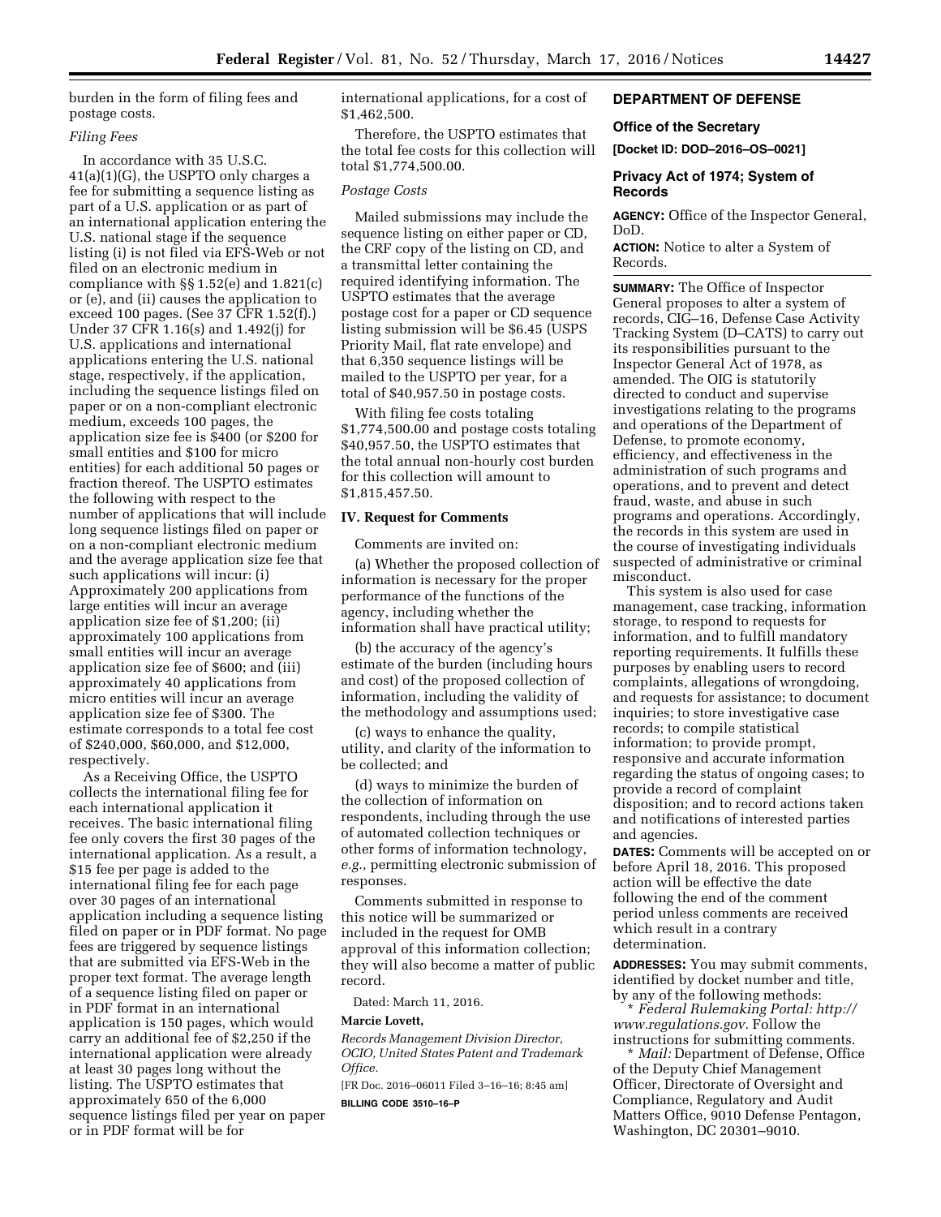burden in the form of filing fees and postage costs.

*Filing Fees*

In accordance with 35 U.S.C. 41(a)(1)(G), the USPTO only charges a fee for submitting a sequence listing as part of a U.S. application or as part of an international application entering the U.S. national stage if the sequence listing (i) is not filed via EFS-Web or not filed on an electronic medium in compliance with §§ 1.52(e) and 1.821(c) or (e), and (ii) causes the application to exceed 100 pages. (See 37 CFR 1.52(f).) Under 37 CFR 1.16(s) and 1.492(j) for U.S. applications and international applications entering the U.S. national stage, respectively, if the application, including the sequence listings filed on paper or on a non-compliant electronic medium, exceeds 100 pages, the application size fee is $400 (or $200 for small entities and $100 for micro entities) for each additional 50 pages or fraction thereof. The USPTO estimates the following with respect to the number of applications that will include long sequence listings filed on paper or on a non-compliant electronic medium and the average application size fee that such applications will incur: (i) Approximately 200 applications from large entities will incur an average application size fee of $1,200; (ii) approximately 100 applications from small entities will incur an average application size fee of $600; and (iii) approximately 40 applications from micro entities will incur an average application size fee of $300. The estimate corresponds to a total fee cost of $240,000, $60,000, and $12,000, respectively.

As a Receiving Office, the USPTO collects the international filing fee for each international application it receives. The basic international filing fee only covers the first 30 pages of the international application. As a result, a $15 fee per page is added to the international filing fee for each page over 30 pages of an international application including a sequence listing filed on paper or in PDF format. No page fees are triggered by sequence listings that are submitted via EFS-Web in the proper text format. The average length of a sequence listing filed on paper or in PDF format in an international application is 150 pages, which would carry an additional fee of $2,250 if the international application were already at least 30 pages long without the listing. The USPTO estimates that approximately 650 of the 6,000 sequence listings filed per year on paper or in PDF format will be for international applications, for a cost of $1,462,500.

Therefore, the USPTO estimates that the total fee costs for this collection will total $1,774,500.00.

*Postage Costs*

Mailed submissions may include the sequence listing on either paper or CD, the CRF copy of the listing on CD, and a transmittal letter containing the required identifying information. The USPTO estimates that the average postage cost for a paper or CD sequence listing submission will be $6.45 (USPS Priority Mail, flat rate envelope) and that 6,350 sequence listings will be mailed to the USPTO per year, for a total of $40,957.50 in postage costs.

With filing fee costs totaling $1,774,500.00 and postage costs totaling $40,957.50, the USPTO estimates that the total annual non-hourly cost burden for this collection will amount to $1,815,457.50.

## IV. Request for Comments

Comments are invited on:

(a) Whether the proposed collection of information is necessary for the proper performance of the functions of the agency, including whether the information shall have practical utility;

(b) the accuracy of the agency's estimate of the burden (including hours and cost) of the proposed collection of information, including the validity of the methodology and assumptions used;

(c) ways to enhance the quality, utility, and clarity of the information to be collected; and

(d) ways to minimize the burden of the collection of information on respondents, including through the use of automated collection techniques or other forms of information technology, *e.g.,* permitting electronic submission of responses.

Comments submitted in response to this notice will be summarized or included in the request for OMB approval of this information collection; they will also become a matter of public record.

Dated: March 11, 2016.

**Marcie Lovett,**

*Records Management Division Director, OCIO, United States Patent and Trademark Office.*

[FR Doc. 2016–06011 Filed 3–16–16; 8:45 am]

**BILLING CODE 3510–16–P**

## DEPARTMENT OF DEFENSE

### Office of the Secretary

**[Docket ID: DOD–2016–OS–0021]**

### Privacy Act of 1974; System of Records

**AGENCY:** Office of the Inspector General, DoD.

**ACTION:** Notice to alter a System of Records.

**SUMMARY:** The Office of Inspector General proposes to alter a system of records, CIG–16, Defense Case Activity Tracking System (D–CATS) to carry out its responsibilities pursuant to the Inspector General Act of 1978, as amended. The OIG is statutorily directed to conduct and supervise investigations relating to the programs and operations of the Department of Defense, to promote economy, efficiency, and effectiveness in the administration of such programs and operations, and to prevent and detect fraud, waste, and abuse in such programs and operations. Accordingly, the records in this system are used in the course of investigating individuals suspected of administrative or criminal misconduct.

This system is also used for case management, case tracking, information storage, to respond to requests for information, and to fulfill mandatory reporting requirements. It fulfills these purposes by enabling users to record complaints, allegations of wrongdoing, and requests for assistance; to document inquiries; to store investigative case records; to compile statistical information; to provide prompt, responsive and accurate information regarding the status of ongoing cases; to provide a record of complaint disposition; and to record actions taken and notifications of interested parties and agencies.

**DATES:** Comments will be accepted on or before April 18, 2016. This proposed action will be effective the date following the end of the comment period unless comments are received which result in a contrary determination.

**ADDRESSES:** You may submit comments, identified by docket number and title, by any of the following methods:

* *Federal Rulemaking Portal: http://www.regulations.gov.* Follow the instructions for submitting comments.
* *Mail:* Department of Defense, Office of the Deputy Chief Management Officer, Directorate of Oversight and Compliance, Regulatory and Audit Matters Office, 9010 Defense Pentagon, Washington, DC 20301–9010.